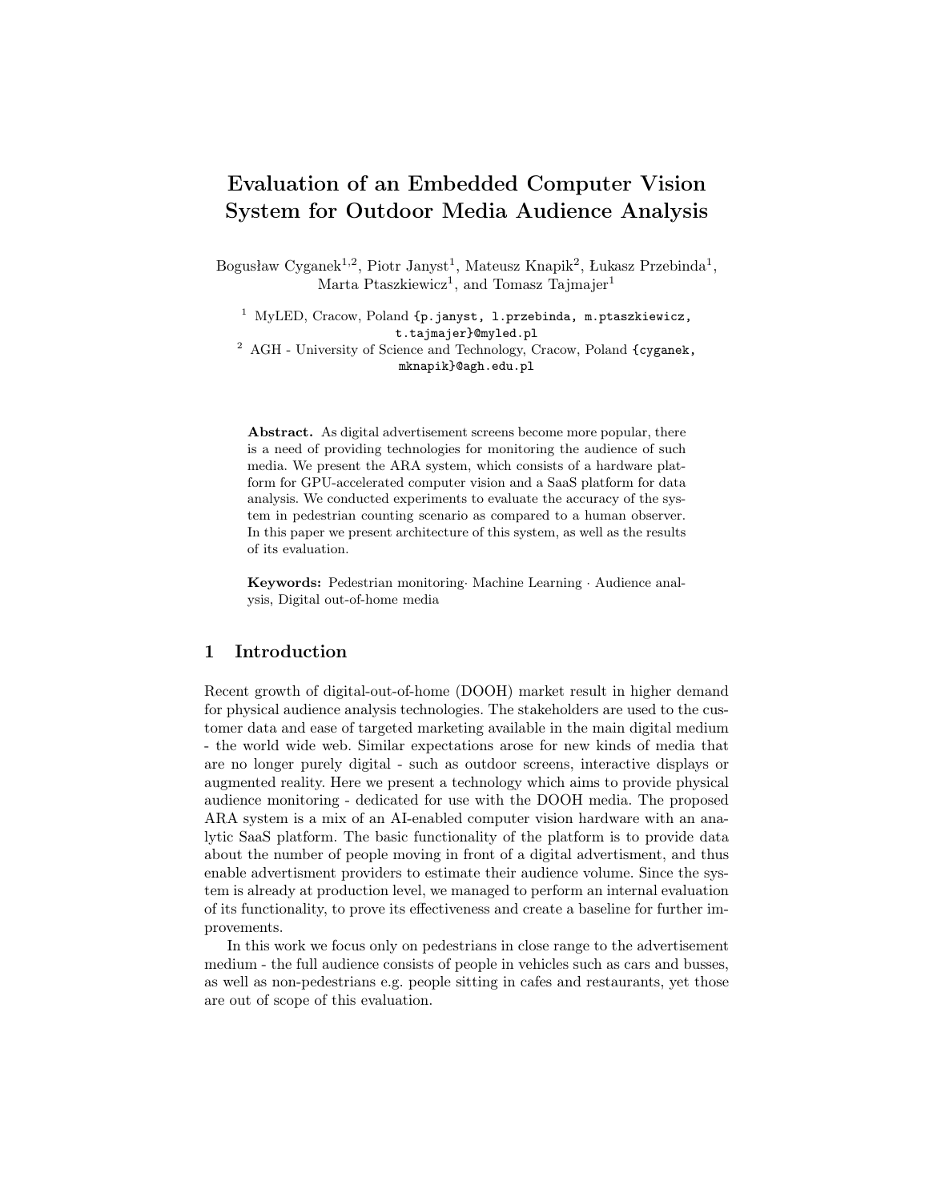# Evaluation of an Embedded Computer Vision System for Outdoor Media Audience Analysis

Bogusław Cyganek[1,2], Piotr Janyst[1], Mateusz Knapik[2], Łukasz Przebinda[1], Marta Ptaszkiewicz[1], and Tomasz Tajmajer[1]

[1] MyLED, Cracow, Poland {p.janyst, l.przebinda, m.ptaszkiewicz, t.tajmajer}@myled.pl

[2] AGH - University of Science and Technology, Cracow, Poland {cyganek, mknapik}@agh.edu.pl

**Abstract.** As digital advertisement screens become more popular, there is a need of providing technologies for monitoring the audience of such media. We present the ARA system, which consists of a hardware platform for GPU-accelerated computer vision and a SaaS platform for data analysis. We conducted experiments to evaluate the accuracy of the system in pedestrian counting scenario as compared to a human observer. In this paper we present architecture of this system, as well as the results of its evaluation.

**Keywords:** Pedestrian monitoring· Machine Learning · Audience analysis, Digital out-of-home media

## 1 Introduction

Recent growth of digital-out-of-home (DOOH) market result in higher demand for physical audience analysis technologies. The stakeholders are used to the customer data and ease of targeted marketing available in the main digital medium - the world wide web. Similar expectations arose for new kinds of media that are no longer purely digital - such as outdoor screens, interactive displays or augmented reality. Here we present a technology which aims to provide physical audience monitoring - dedicated for use with the DOOH media. The proposed ARA system is a mix of an AI-enabled computer vision hardware with an analytic SaaS platform. The basic functionality of the platform is to provide data about the number of people moving in front of a digital advertisment, and thus enable advertisment providers to estimate their audience volume. Since the system is already at production level, we managed to perform an internal evaluation of its functionality, to prove its effectiveness and create a baseline for further improvements.

In this work we focus only on pedestrians in close range to the advertisement medium - the full audience consists of people in vehicles such as cars and busses, as well as non-pedestrians e.g. people sitting in cafes and restaurants, yet those are out of scope of this evaluation.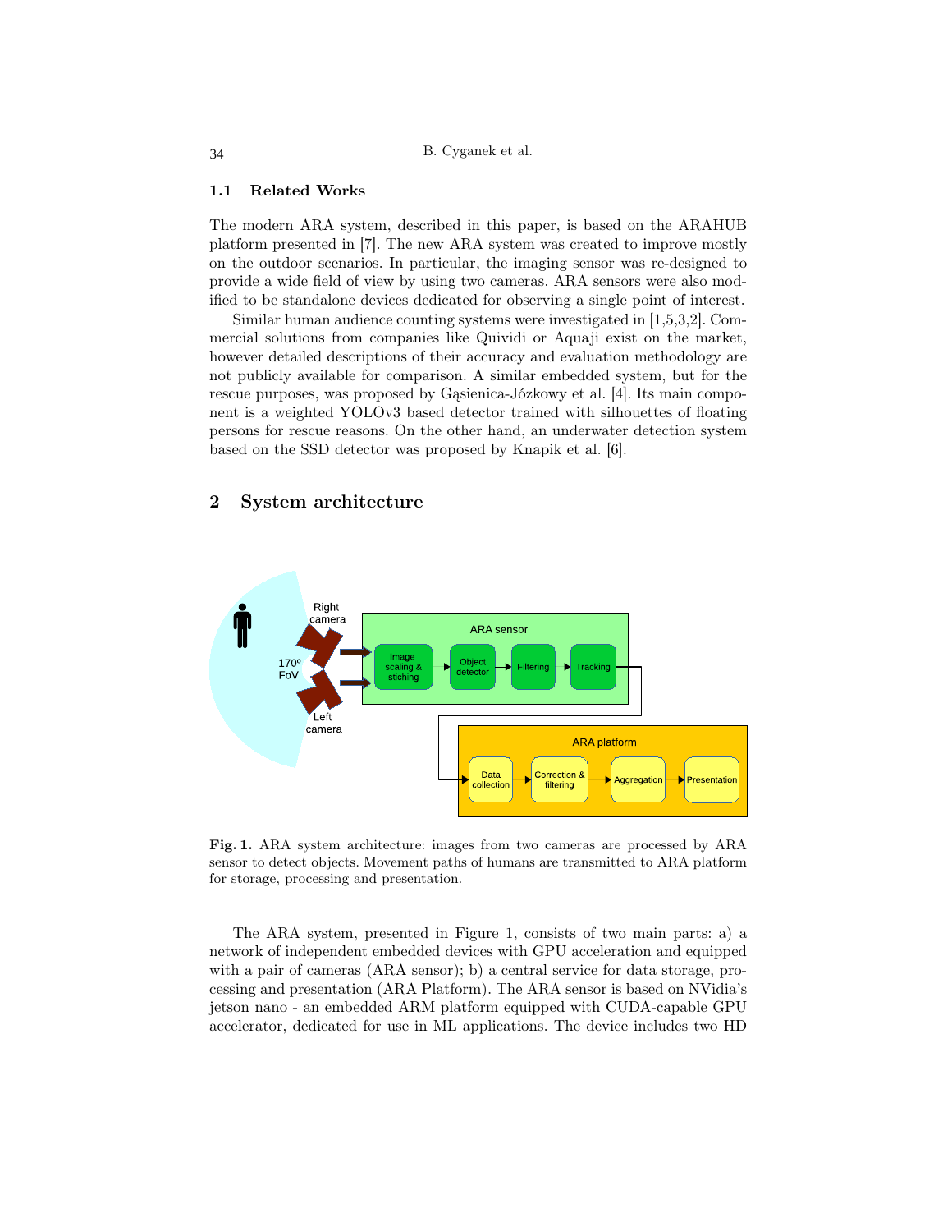### 1.1 Related Works

The modern ARA system, described in this paper, is based on the ARAHUB platform presented in [7]. The new ARA system was created to improve mostly on the outdoor scenarios. In particular, the imaging sensor was re-designed to provide a wide field of view by using two cameras. ARA sensors were also modified to be standalone devices dedicated for observing a single point of interest.

Similar human audience counting systems were investigated in [1,5,3,2]. Commercial solutions from companies like Quividi or Aquaji exist on the market, however detailed descriptions of their accuracy and evaluation methodology are not publicly available for comparison. A similar embedded system, but for the rescue purposes, was proposed by Gąsienica-Józkowy et al. [4]. Its main component is a weighted YOLOv3 based detector trained with silhouettes of floating persons for rescue reasons. On the other hand, an underwater detection system based on the SSD detector was proposed by Knapik et al. [6].

## 2 System architecture

**Fig. 1.** ARA system architecture: images from two cameras are processed by ARA sensor to detect objects. Movement paths of humans are transmitted to ARA platform for storage, processing and presentation.

The ARA system, presented in Figure 1, consists of two main parts: a) a network of independent embedded devices with GPU acceleration and equipped with a pair of cameras (ARA sensor); b) a central service for data storage, processing and presentation (ARA Platform). The ARA sensor is based on NVidia's jetson nano - an embedded ARM platform equipped with CUDA-capable GPU accelerator, dedicated for use in ML applications. The device includes two HD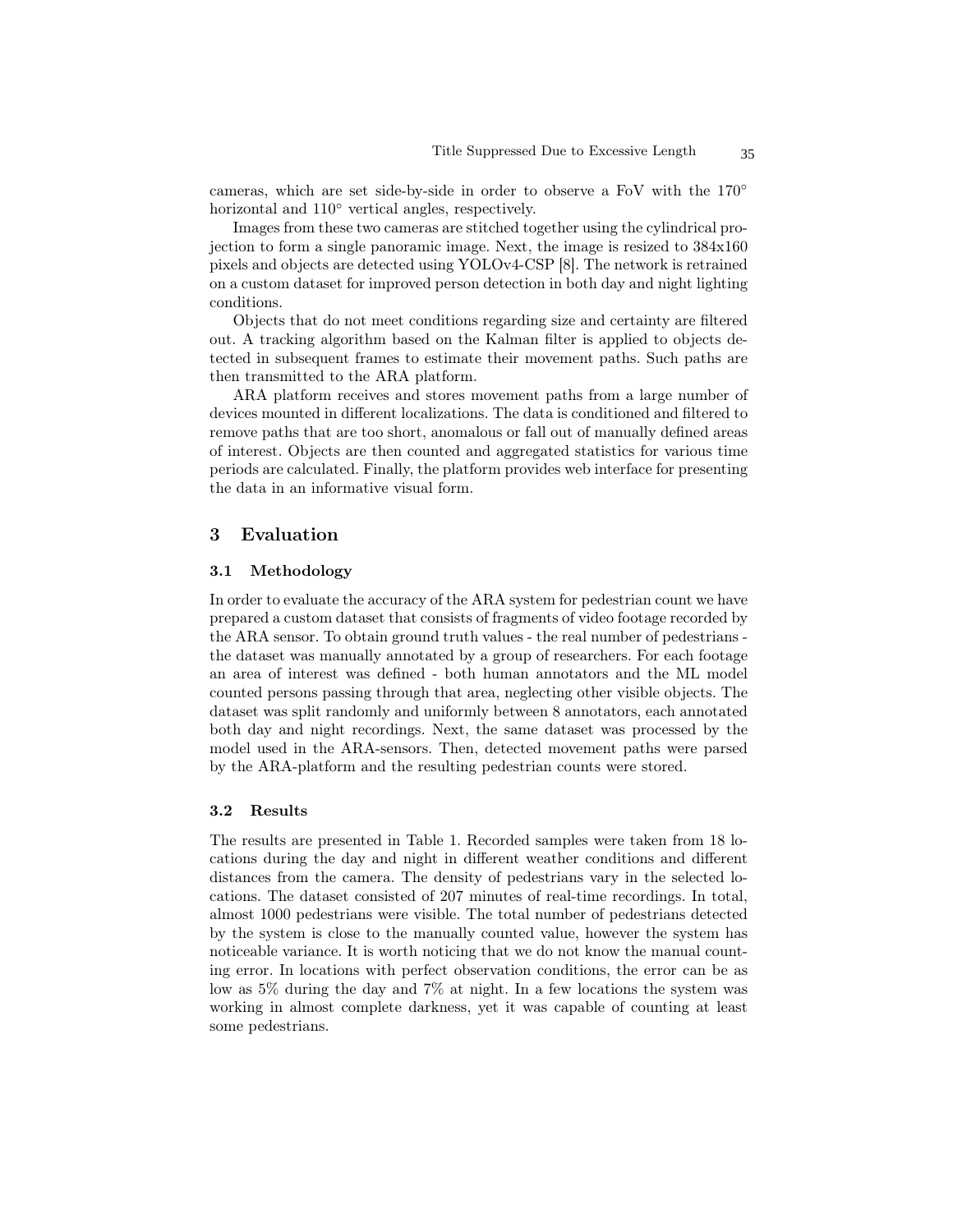cameras, which are set side-by-side in order to observe a FoV with the 170° horizontal and 110° vertical angles, respectively.

Images from these two cameras are stitched together using the cylindrical projection to form a single panoramic image. Next, the image is resized to 384x160 pixels and objects are detected using YOLOv4-CSP [8]. The network is retrained on a custom dataset for improved person detection in both day and night lighting conditions.

Objects that do not meet conditions regarding size and certainty are filtered out. A tracking algorithm based on the Kalman filter is applied to objects detected in subsequent frames to estimate their movement paths. Such paths are then transmitted to the ARA platform.

ARA platform receives and stores movement paths from a large number of devices mounted in different localizations. The data is conditioned and filtered to remove paths that are too short, anomalous or fall out of manually defined areas of interest. Objects are then counted and aggregated statistics for various time periods are calculated. Finally, the platform provides web interface for presenting the data in an informative visual form.

## 3 Evaluation

### 3.1 Methodology

In order to evaluate the accuracy of the ARA system for pedestrian count we have prepared a custom dataset that consists of fragments of video footage recorded by the ARA sensor. To obtain ground truth values - the real number of pedestrians - the dataset was manually annotated by a group of researchers. For each footage an area of interest was defined - both human annotators and the ML model counted persons passing through that area, neglecting other visible objects. The dataset was split randomly and uniformly between 8 annotators, each annotated both day and night recordings. Next, the same dataset was processed by the model used in the ARA-sensors. Then, detected movement paths were parsed by the ARA-platform and the resulting pedestrian counts were stored.

### 3.2 Results

The results are presented in Table 1. Recorded samples were taken from 18 locations during the day and night in different weather conditions and different distances from the camera. The density of pedestrians vary in the selected locations. The dataset consisted of 207 minutes of real-time recordings. In total, almost 1000 pedestrians were visible. The total number of pedestrians detected by the system is close to the manually counted value, however the system has noticeable variance. It is worth noticing that we do not know the manual counting error. In locations with perfect observation conditions, the error can be as low as 5% during the day and 7% at night. In a few locations the system was working in almost complete darkness, yet it was capable of counting at least some pedestrians.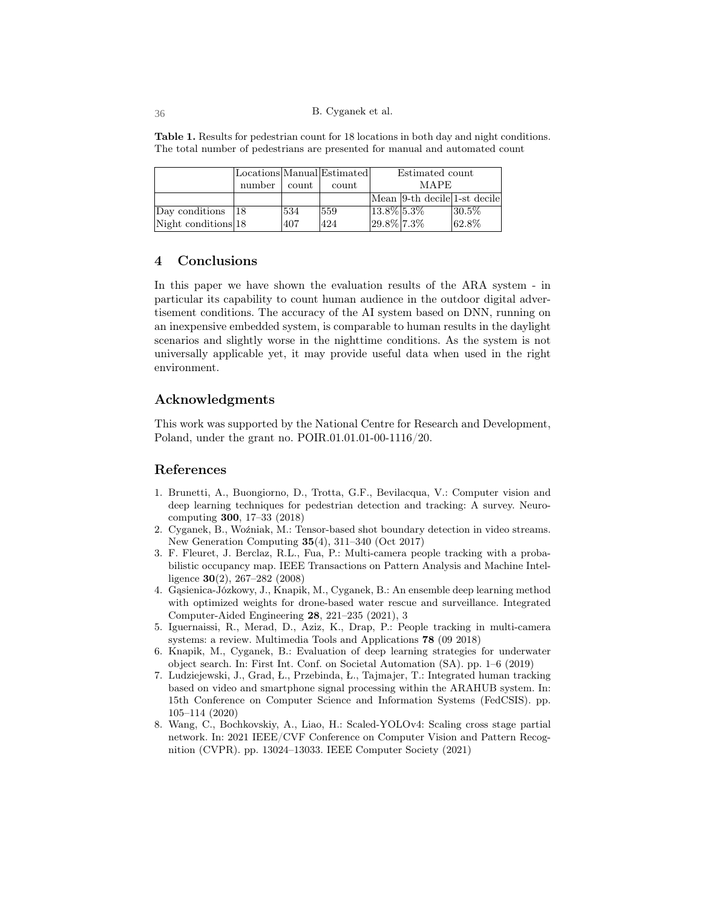**Table 1.** Results for pedestrian count for 18 locations in both day and night conditions. The total number of pedestrians are presented for manual and automated count

| | Locations number | Manual count | Estimated count | Estimated count MAPE | | |
|---|---|---|---|---|---|---|
| | | | | Mean | 9-th decile | 1-st decile |
| Day conditions | 18 | 534 | 559 | 13.8% | 5.3% | 30.5% |
| Night conditions | 18 | 407 | 424 | 29.8% | 7.3% | 62.8% |

## 4 Conclusions

In this paper we have shown the evaluation results of the ARA system - in particular its capability to count human audience in the outdoor digital advertisement conditions. The accuracy of the AI system based on DNN, running on an inexpensive embedded system, is comparable to human results in the daylight scenarios and slightly worse in the nighttime conditions. As the system is not universally applicable yet, it may provide useful data when used in the right environment.

## Acknowledgments

This work was supported by the National Centre for Research and Development, Poland, under the grant no. POIR.01.01.01-00-1116/20.

## References

1. Brunetti, A., Buongiorno, D., Trotta, G.F., Bevilacqua, V.: Computer vision and deep learning techniques for pedestrian detection and tracking: A survey. Neurocomputing **300**, 17–33 (2018)
2. Cyganek, B., Woźniak, M.: Tensor-based shot boundary detection in video streams. New Generation Computing **35**(4), 311–340 (Oct 2017)
3. F. Fleuret, J. Berclaz, R.L., Fua, P.: Multi-camera people tracking with a probabilistic occupancy map. IEEE Transactions on Pattern Analysis and Machine Intelligence **30**(2), 267–282 (2008)
4. Gąsienica-Józkowy, J., Knapik, M., Cyganek, B.: An ensemble deep learning method with optimized weights for drone-based water rescue and surveillance. Integrated Computer-Aided Engineering **28**, 221–235 (2021), 3
5. Iguernaissi, R., Merad, D., Aziz, K., Drap, P.: People tracking in multi-camera systems: a review. Multimedia Tools and Applications **78** (09 2018)
6. Knapik, M., Cyganek, B.: Evaluation of deep learning strategies for underwater object search. In: First Int. Conf. on Societal Automation (SA). pp. 1–6 (2019)
7. Ludziejewski, J., Grad, Ł., Przebinda, Ł., Tajmajer, T.: Integrated human tracking based on video and smartphone signal processing within the ARAHUB system. In: 15th Conference on Computer Science and Information Systems (FedCSIS). pp. 105–114 (2020)
8. Wang, C., Bochkovskiy, A., Liao, H.: Scaled-YOLOv4: Scaling cross stage partial network. In: 2021 IEEE/CVF Conference on Computer Vision and Pattern Recognition (CVPR). pp. 13024–13033. IEEE Computer Society (2021)